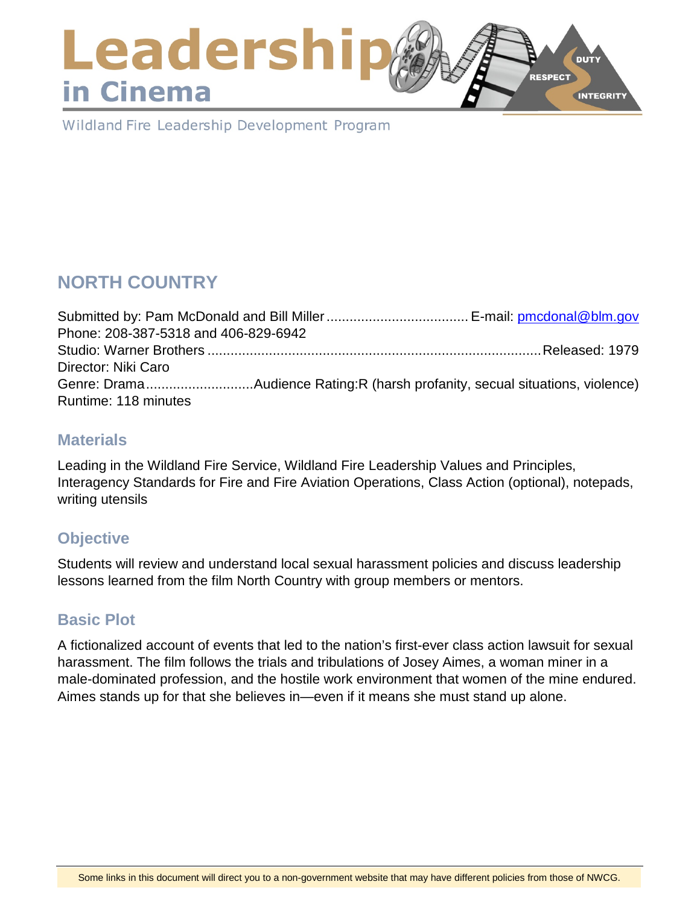# Leadership in Cinema

Wildland Fire Leadership Development Program

## NORTH COUNTRY

Submitted by: Pam McDonald and Bill Miller .................................... E-mail: [pmcdonal@blm.gov](mailto:pmcdonal@blm.gov)
Phone: 208-387-5318 and 406-829-6942
Studio: Warner Brothers ........................................................................................ Released: 1979
Director: Niki Caro
Genre: Drama............................Audience Rating:R (harsh profanity, secual situations, violence)
Runtime: 118 minutes

### Materials

Leading in the Wildland Fire Service, Wildland Fire Leadership Values and Principles, Interagency Standards for Fire and Fire Aviation Operations, Class Action (optional), notepads, writing utensils

### Objective

Students will review and understand local sexual harassment policies and discuss leadership lessons learned from the film North Country with group members or mentors.

### Basic Plot

A fictionalized account of events that led to the nation's first-ever class action lawsuit for sexual harassment. The film follows the trials and tribulations of Josey Aimes, a woman miner in a male-dominated profession, and the hostile work environment that women of the mine endured. Aimes stands up for that she believes in—even if it means she must stand up alone.

Some links in this document will direct you to a non-government website that may have different policies from those of NWCG.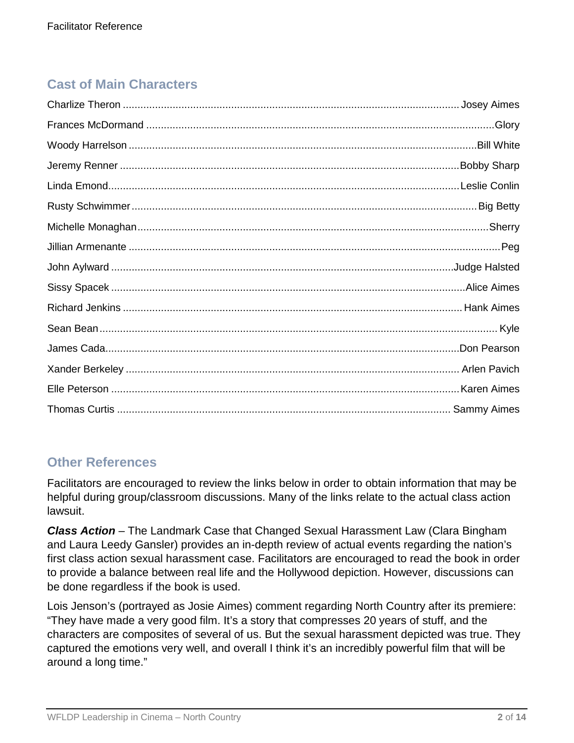## Cast of Main Characters

| | |
|---|---|
| Charlize Theron | Josey Aimes |
| Frances McDormand | Glory |
| Woody Harrelson | Bill White |
| Jeremy Renner | Bobby Sharp |
| Linda Emond | Leslie Conlin |
| Rusty Schwimmer | Big Betty |
| Michelle Monaghan | Sherry |
| Jillian Armenante | Peg |
| John Aylward | Judge Halsted |
| Sissy Spacek | Alice Aimes |
| Richard Jenkins | Hank Aimes |
| Sean Bean | Kyle |
| James Cada | Don Pearson |
| Xander Berkeley | Arlen Pavich |
| Elle Peterson | Karen Aimes |
| Thomas Curtis | Sammy Aimes |

## Other References

Facilitators are encouraged to review the links below in order to obtain information that may be helpful during group/classroom discussions. Many of the links relate to the actual class action lawsuit.

***Class Action*** – The Landmark Case that Changed Sexual Harassment Law (Clara Bingham and Laura Leedy Gansler) provides an in-depth review of actual events regarding the nation's first class action sexual harassment case. Facilitators are encouraged to read the book in order to provide a balance between real life and the Hollywood depiction. However, discussions can be done regardless if the book is used.

Lois Jenson's (portrayed as Josie Aimes) comment regarding North Country after its premiere: "They have made a very good film. It's a story that compresses 20 years of stuff, and the characters are composites of several of us. But the sexual harassment depicted was true. They captured the emotions very well, and overall I think it's an incredibly powerful film that will be around a long time."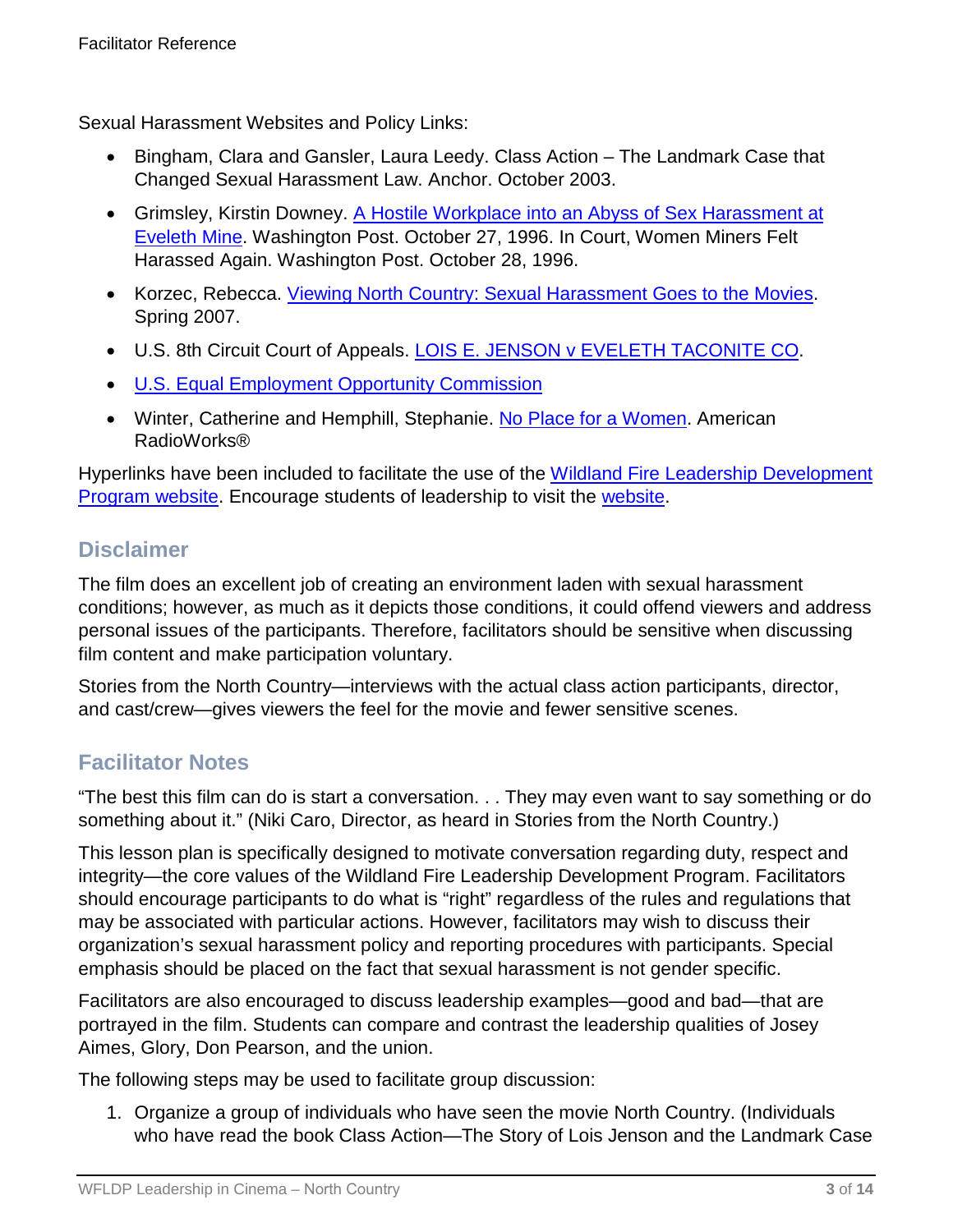Sexual Harassment Websites and Policy Links:

- Bingham, Clara and Gansler, Laura Leedy. Class Action – The Landmark Case that Changed Sexual Harassment Law. Anchor. October 2003.
- Grimsley, Kirstin Downey. A Hostile Workplace into an Abyss of Sex Harassment at Eveleth Mine. Washington Post. October 27, 1996. In Court, Women Miners Felt Harassed Again. Washington Post. October 28, 1996.
- Korzec, Rebecca. Viewing North Country: Sexual Harassment Goes to the Movies. Spring 2007.
- U.S. 8th Circuit Court of Appeals. LOIS E. JENSON v EVELETH TACONITE CO.
- U.S. Equal Employment Opportunity Commission
- Winter, Catherine and Hemphill, Stephanie. No Place for a Women. American RadioWorks®

Hyperlinks have been included to facilitate the use of the Wildland Fire Leadership Development Program website. Encourage students of leadership to visit the website.

## Disclaimer

The film does an excellent job of creating an environment laden with sexual harassment conditions; however, as much as it depicts those conditions, it could offend viewers and address personal issues of the participants. Therefore, facilitators should be sensitive when discussing film content and make participation voluntary.

Stories from the North Country—interviews with the actual class action participants, director, and cast/crew—gives viewers the feel for the movie and fewer sensitive scenes.

## Facilitator Notes

"The best this film can do is start a conversation. . . They may even want to say something or do something about it." (Niki Caro, Director, as heard in Stories from the North Country.)

This lesson plan is specifically designed to motivate conversation regarding duty, respect and integrity—the core values of the Wildland Fire Leadership Development Program. Facilitators should encourage participants to do what is "right" regardless of the rules and regulations that may be associated with particular actions. However, facilitators may wish to discuss their organization's sexual harassment policy and reporting procedures with participants. Special emphasis should be placed on the fact that sexual harassment is not gender specific.

Facilitators are also encouraged to discuss leadership examples—good and bad—that are portrayed in the film. Students can compare and contrast the leadership qualities of Josey Aimes, Glory, Don Pearson, and the union.

The following steps may be used to facilitate group discussion:

1. Organize a group of individuals who have seen the movie North Country. (Individuals who have read the book Class Action—The Story of Lois Jenson and the Landmark Case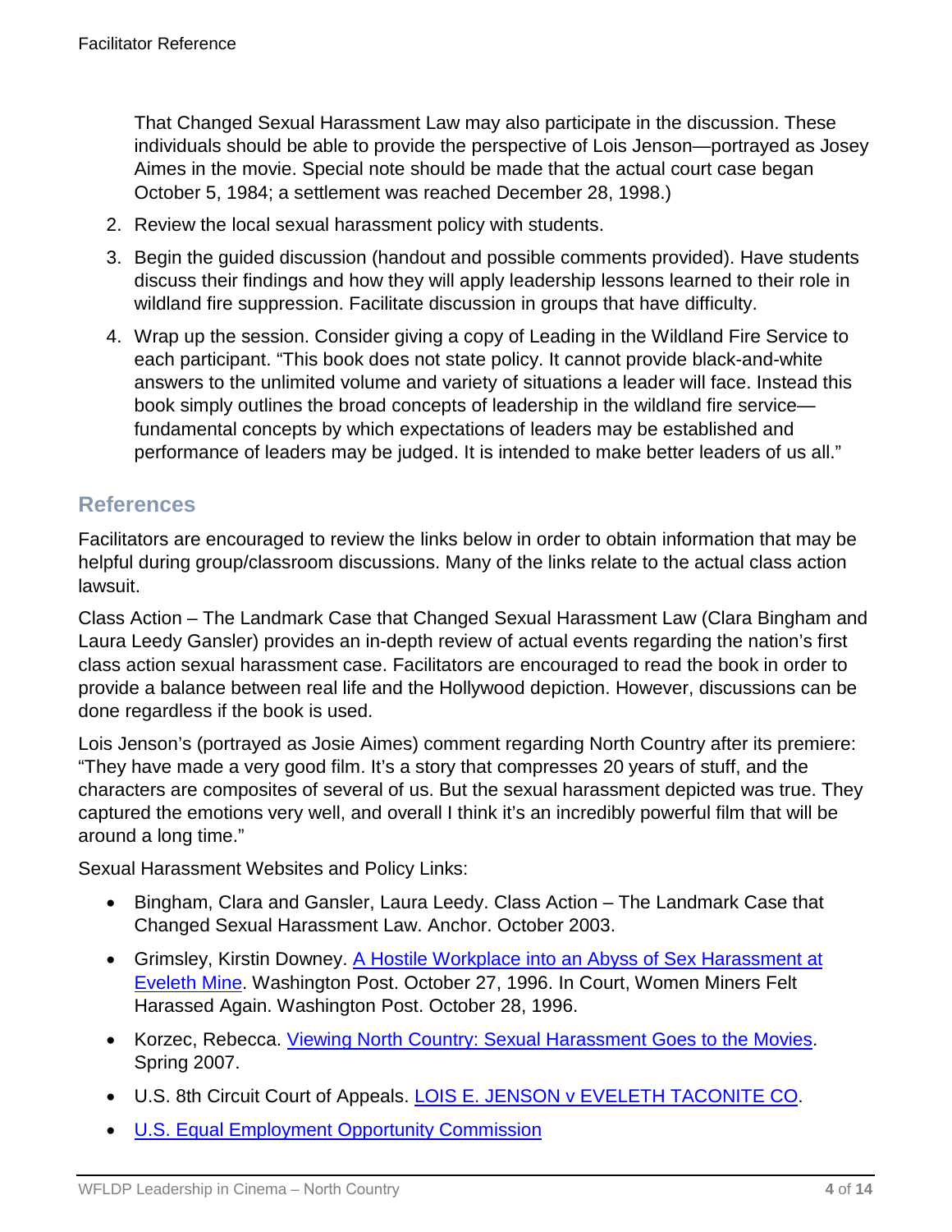That Changed Sexual Harassment Law may also participate in the discussion. These individuals should be able to provide the perspective of Lois Jenson—portrayed as Josey Aimes in the movie. Special note should be made that the actual court case began October 5, 1984; a settlement was reached December 28, 1998.)

2. Review the local sexual harassment policy with students.
3. Begin the guided discussion (handout and possible comments provided). Have students discuss their findings and how they will apply leadership lessons learned to their role in wildland fire suppression. Facilitate discussion in groups that have difficulty.
4. Wrap up the session. Consider giving a copy of Leading in the Wildland Fire Service to each participant. "This book does not state policy. It cannot provide black-and-white answers to the unlimited volume and variety of situations a leader will face. Instead this book simply outlines the broad concepts of leadership in the wildland fire service—fundamental concepts by which expectations of leaders may be established and performance of leaders may be judged. It is intended to make better leaders of us all."

## References

Facilitators are encouraged to review the links below in order to obtain information that may be helpful during group/classroom discussions. Many of the links relate to the actual class action lawsuit.

Class Action – The Landmark Case that Changed Sexual Harassment Law (Clara Bingham and Laura Leedy Gansler) provides an in-depth review of actual events regarding the nation's first class action sexual harassment case. Facilitators are encouraged to read the book in order to provide a balance between real life and the Hollywood depiction. However, discussions can be done regardless if the book is used.

Lois Jenson's (portrayed as Josie Aimes) comment regarding North Country after its premiere: "They have made a very good film. It's a story that compresses 20 years of stuff, and the characters are composites of several of us. But the sexual harassment depicted was true. They captured the emotions very well, and overall I think it's an incredibly powerful film that will be around a long time."

Sexual Harassment Websites and Policy Links:

- Bingham, Clara and Gansler, Laura Leedy. Class Action – The Landmark Case that Changed Sexual Harassment Law. Anchor. October 2003.
- Grimsley, Kirstin Downey. A Hostile Workplace into an Abyss of Sex Harassment at Eveleth Mine. Washington Post. October 27, 1996. In Court, Women Miners Felt Harassed Again. Washington Post. October 28, 1996.
- Korzec, Rebecca. Viewing North Country: Sexual Harassment Goes to the Movies. Spring 2007.
- U.S. 8th Circuit Court of Appeals. LOIS E. JENSON v EVELETH TACONITE CO.
- U.S. Equal Employment Opportunity Commission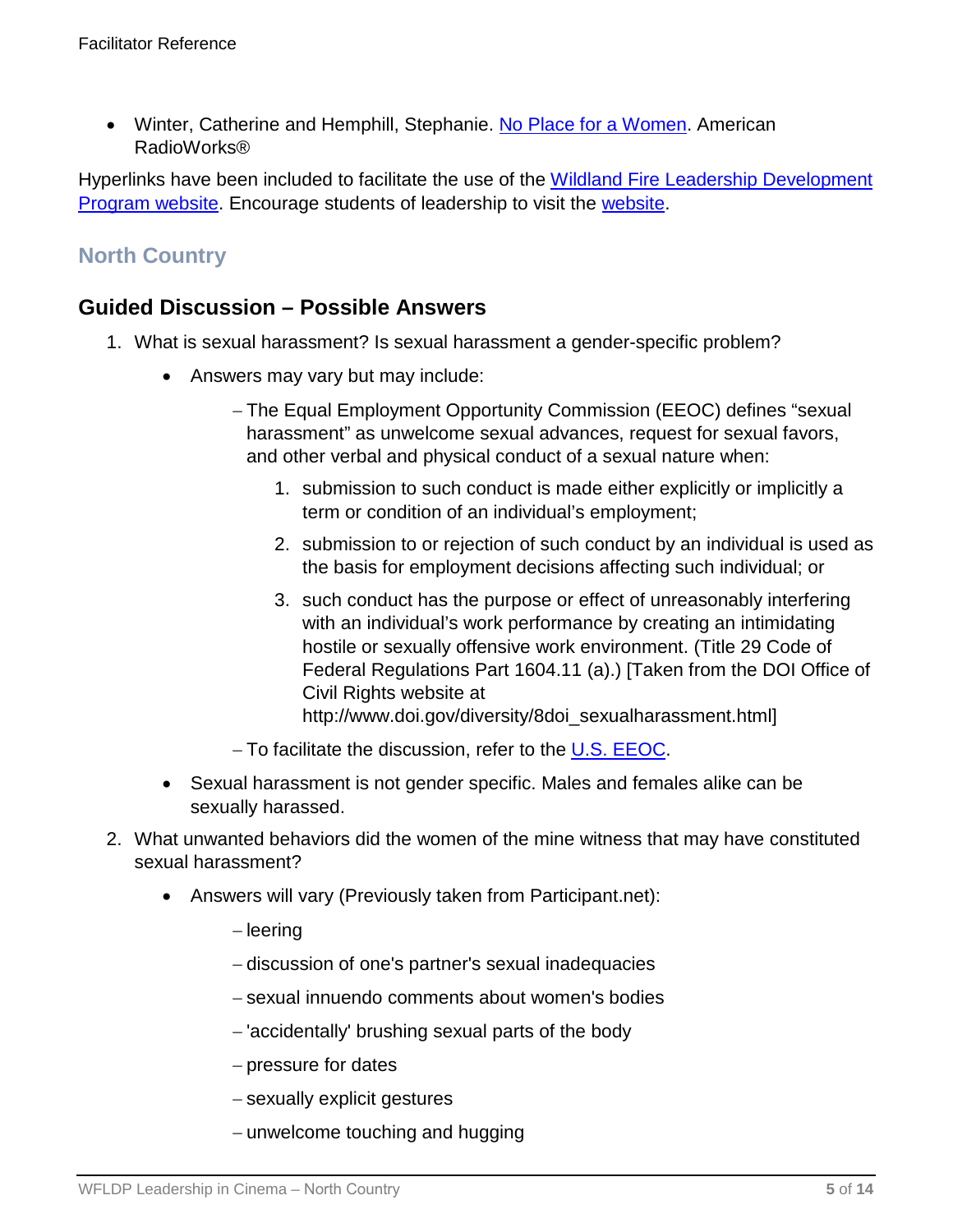- Winter, Catherine and Hemphill, Stephanie. No Place for a Women. American RadioWorks®

Hyperlinks have been included to facilitate the use of the Wildland Fire Leadership Development Program website. Encourage students of leadership to visit the website.

## North Country

### Guided Discussion – Possible Answers

1. What is sexual harassment? Is sexual harassment a gender-specific problem?
   - Answers may vary but may include:
     - The Equal Employment Opportunity Commission (EEOC) defines "sexual harassment" as unwelcome sexual advances, request for sexual favors, and other verbal and physical conduct of a sexual nature when:
       1. submission to such conduct is made either explicitly or implicitly a term or condition of an individual's employment;
       2. submission to or rejection of such conduct by an individual is used as the basis for employment decisions affecting such individual; or
       3. such conduct has the purpose or effect of unreasonably interfering with an individual's work performance by creating an intimidating hostile or sexually offensive work environment. (Title 29 Code of Federal Regulations Part 1604.11 (a).) [Taken from the DOI Office of Civil Rights website at http://www.doi.gov/diversity/8doi_sexualharassment.html]
     - To facilitate the discussion, refer to the U.S. EEOC.
   - Sexual harassment is not gender specific. Males and females alike can be sexually harassed.
2. What unwanted behaviors did the women of the mine witness that may have constituted sexual harassment?
   - Answers will vary (Previously taken from Participant.net):
     - leering
     - discussion of one's partner's sexual inadequacies
     - sexual innuendo comments about women's bodies
     - 'accidentally' brushing sexual parts of the body
     - pressure for dates
     - sexually explicit gestures
     - unwelcome touching and hugging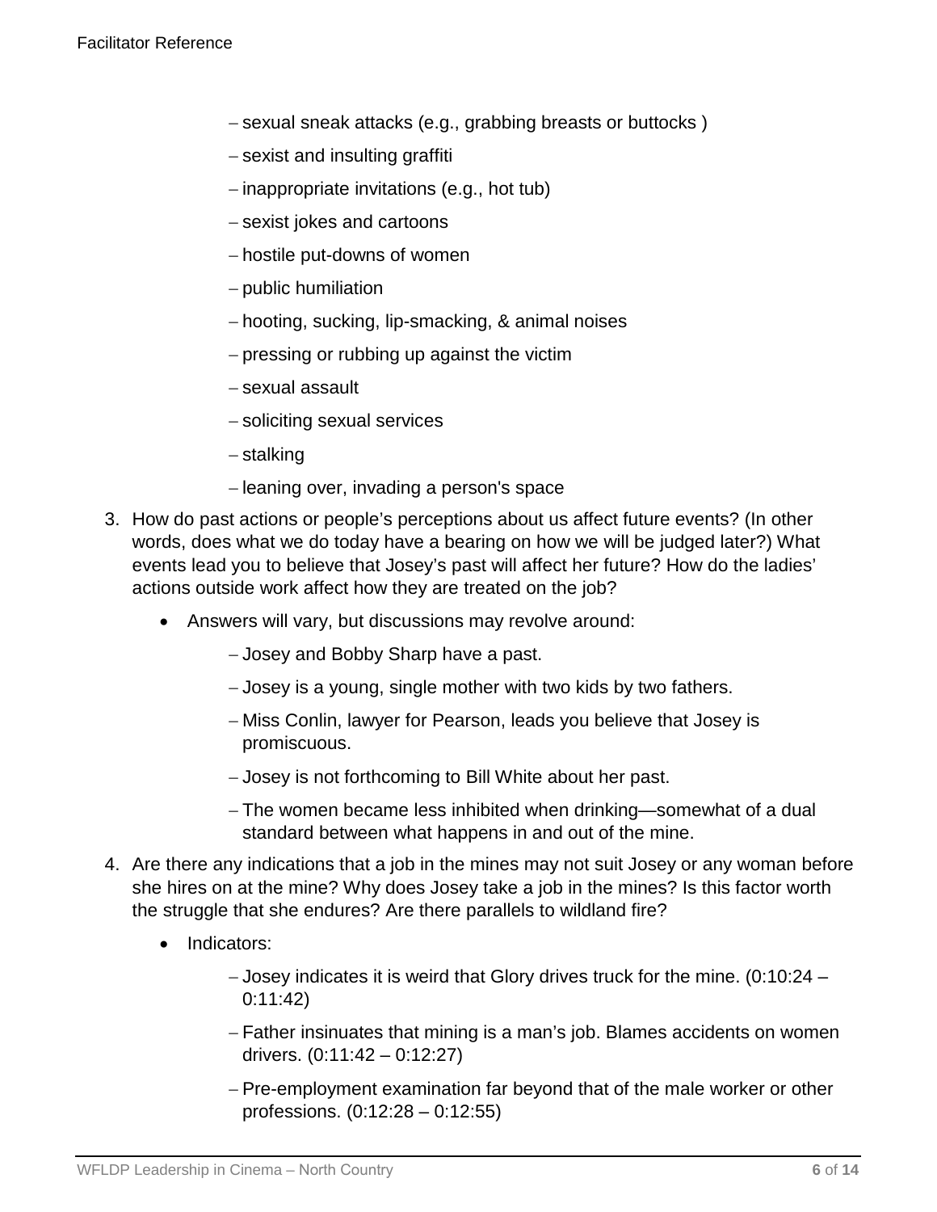- sexual sneak attacks (e.g., grabbing breasts or buttocks )
  - sexist and insulting graffiti
  - inappropriate invitations (e.g., hot tub)
  - sexist jokes and cartoons
  - hostile put-downs of women
  - public humiliation
  - hooting, sucking, lip-smacking, & animal noises
  - pressing or rubbing up against the victim
  - sexual assault
  - soliciting sexual services
  - stalking
  - leaning over, invading a person's space

3. How do past actions or people's perceptions about us affect future events? (In other words, does what we do today have a bearing on how we will be judged later?) What events lead you to believe that Josey's past will affect her future? How do the ladies' actions outside work affect how they are treated on the job?
   - Answers will vary, but discussions may revolve around:
     - Josey and Bobby Sharp have a past.
     - Josey is a young, single mother with two kids by two fathers.
     - Miss Conlin, lawyer for Pearson, leads you believe that Josey is promiscuous.
     - Josey is not forthcoming to Bill White about her past.
     - The women became less inhibited when drinking—somewhat of a dual standard between what happens in and out of the mine.
4. Are there any indications that a job in the mines may not suit Josey or any woman before she hires on at the mine? Why does Josey take a job in the mines? Is this factor worth the struggle that she endures? Are there parallels to wildland fire?
   - Indicators:
     - Josey indicates it is weird that Glory drives truck for the mine. (0:10:24 – 0:11:42)
     - Father insinuates that mining is a man's job. Blames accidents on women drivers. (0:11:42 – 0:12:27)
     - Pre-employment examination far beyond that of the male worker or other professions. (0:12:28 – 0:12:55)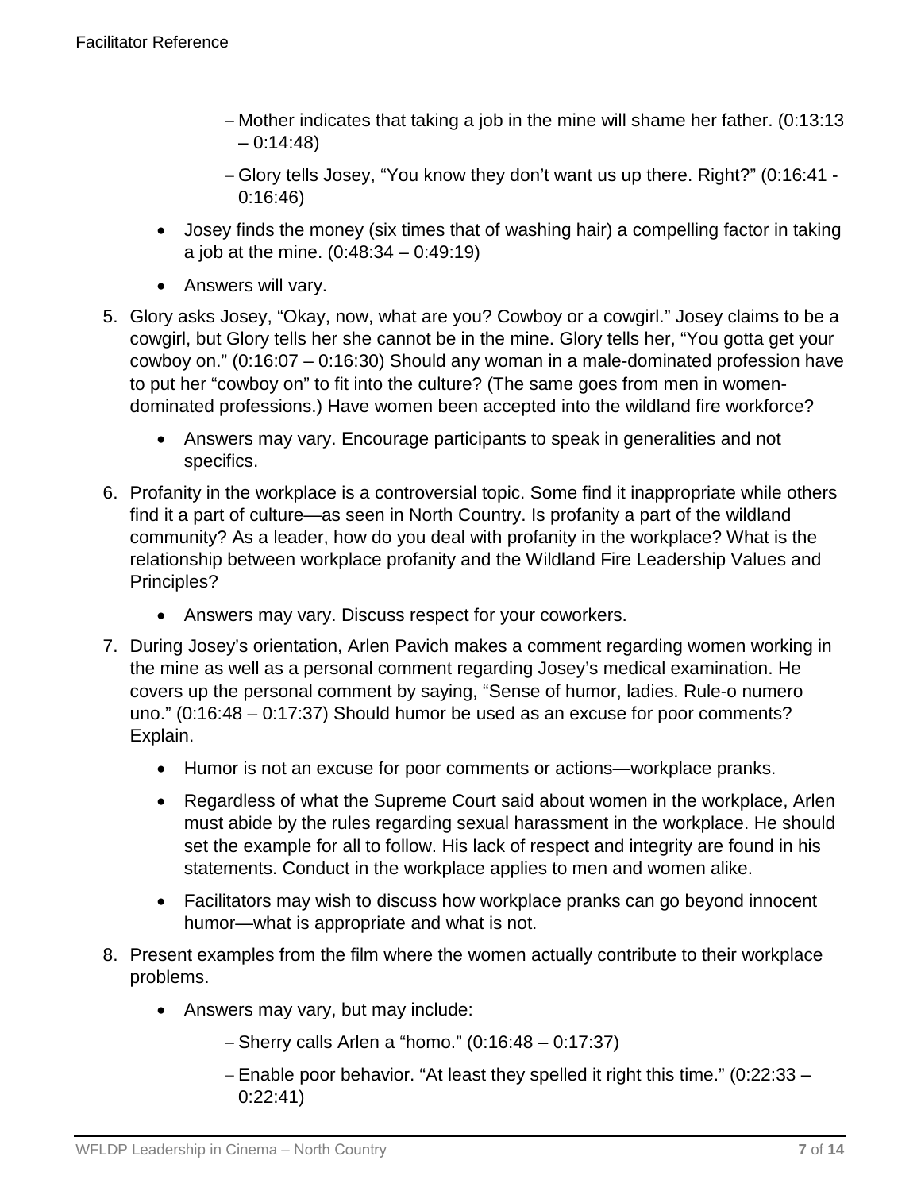- Mother indicates that taking a job in the mine will shame her father. (0:13:13 – 0:14:48)
- Glory tells Josey, “You know they don’t want us up there. Right?” (0:16:41 - 0:16:46)

- Josey finds the money (six times that of washing hair) a compelling factor in taking a job at the mine. (0:48:34 – 0:49:19)
- Answers will vary.

5. Glory asks Josey, “Okay, now, what are you? Cowboy or a cowgirl.” Josey claims to be a cowgirl, but Glory tells her she cannot be in the mine. Glory tells her, “You gotta get your cowboy on.” (0:16:07 – 0:16:30) Should any woman in a male-dominated profession have to put her “cowboy on” to fit into the culture? (The same goes from men in women-dominated professions.) Have women been accepted into the wildland fire workforce?
    - Answers may vary. Encourage participants to speak in generalities and not specifics.
6. Profanity in the workplace is a controversial topic. Some find it inappropriate while others find it a part of culture—as seen in North Country. Is profanity a part of the wildland community? As a leader, how do you deal with profanity in the workplace? What is the relationship between workplace profanity and the Wildland Fire Leadership Values and Principles?
    - Answers may vary. Discuss respect for your coworkers.
7. During Josey’s orientation, Arlen Pavich makes a comment regarding women working in the mine as well as a personal comment regarding Josey’s medical examination. He covers up the personal comment by saying, “Sense of humor, ladies. Rule-o numero uno.” (0:16:48 – 0:17:37) Should humor be used as an excuse for poor comments? Explain.
    - Humor is not an excuse for poor comments or actions—workplace pranks.
    - Regardless of what the Supreme Court said about women in the workplace, Arlen must abide by the rules regarding sexual harassment in the workplace. He should set the example for all to follow. His lack of respect and integrity are found in his statements. Conduct in the workplace applies to men and women alike.
    - Facilitators may wish to discuss how workplace pranks can go beyond innocent humor—what is appropriate and what is not.
8. Present examples from the film where the women actually contribute to their workplace problems.
    - Answers may vary, but may include:
        - Sherry calls Arlen a “homo.” (0:16:48 – 0:17:37)
        - Enable poor behavior. “At least they spelled it right this time.” (0:22:33 – 0:22:41)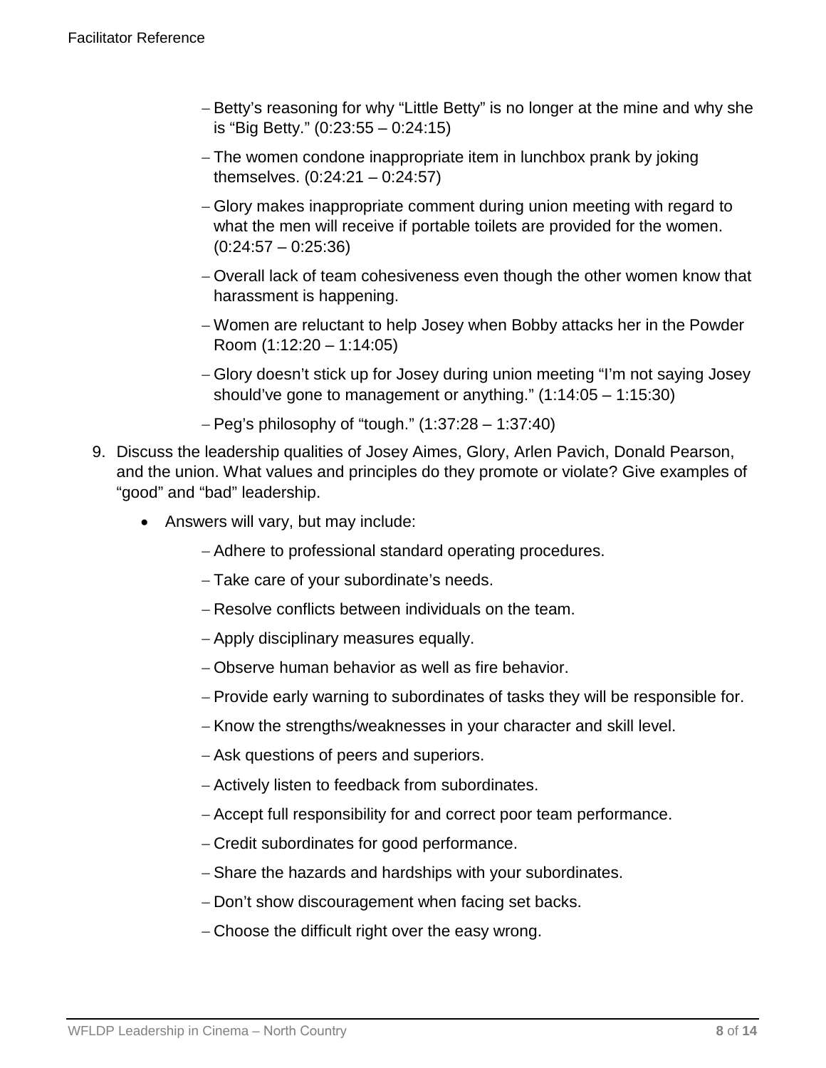- Betty's reasoning for why "Little Betty" is no longer at the mine and why she is "Big Betty." (0:23:55 – 0:24:15)
   - The women condone inappropriate item in lunchbox prank by joking themselves. (0:24:21 – 0:24:57)
   - Glory makes inappropriate comment during union meeting with regard to what the men will receive if portable toilets are provided for the women. (0:24:57 – 0:25:36)
   - Overall lack of team cohesiveness even though the other women know that harassment is happening.
   - Women are reluctant to help Josey when Bobby attacks her in the Powder Room (1:12:20 – 1:14:05)
   - Glory doesn't stick up for Josey during union meeting "I'm not saying Josey should've gone to management or anything." (1:14:05 – 1:15:30)
   - Peg's philosophy of "tough." (1:37:28 – 1:37:40)

9. Discuss the leadership qualities of Josey Aimes, Glory, Arlen Pavich, Donald Pearson, and the union. What values and principles do they promote or violate? Give examples of "good" and "bad" leadership.
   - Answers will vary, but may include:
     - Adhere to professional standard operating procedures.
     - Take care of your subordinate's needs.
     - Resolve conflicts between individuals on the team.
     - Apply disciplinary measures equally.
     - Observe human behavior as well as fire behavior.
     - Provide early warning to subordinates of tasks they will be responsible for.
     - Know the strengths/weaknesses in your character and skill level.
     - Ask questions of peers and superiors.
     - Actively listen to feedback from subordinates.
     - Accept full responsibility for and correct poor team performance.
     - Credit subordinates for good performance.
     - Share the hazards and hardships with your subordinates.
     - Don't show discouragement when facing set backs.
     - Choose the difficult right over the easy wrong.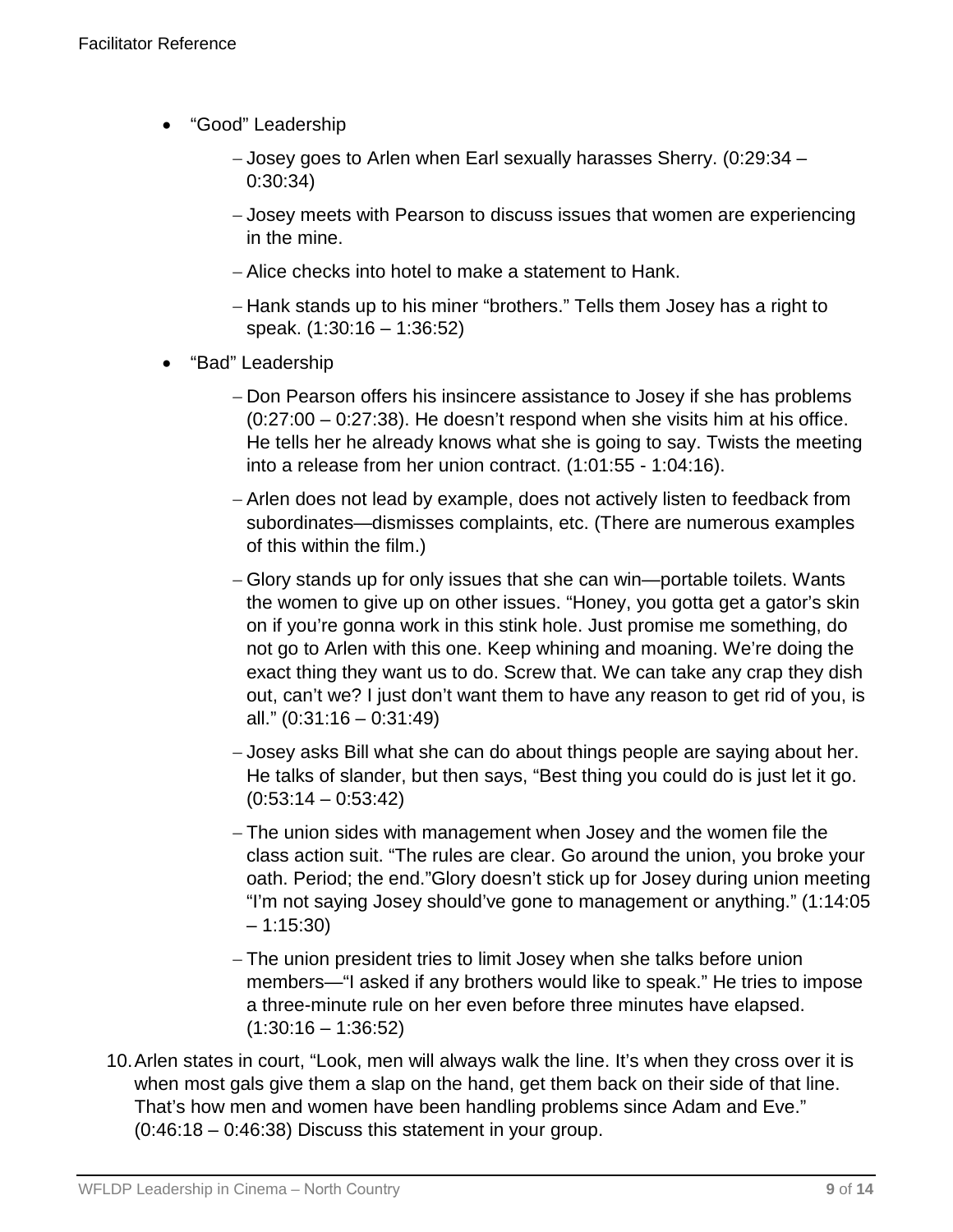- “Good” Leadership
  - Josey goes to Arlen when Earl sexually harasses Sherry. (0:29:34 – 0:30:34)
  - Josey meets with Pearson to discuss issues that women are experiencing in the mine.
  - Alice checks into hotel to make a statement to Hank.
  - Hank stands up to his miner “brothers.” Tells them Josey has a right to speak. (1:30:16 – 1:36:52)
- “Bad” Leadership
  - Don Pearson offers his insincere assistance to Josey if she has problems (0:27:00 – 0:27:38). He doesn’t respond when she visits him at his office. He tells her he already knows what she is going to say. Twists the meeting into a release from her union contract. (1:01:55 - 1:04:16).
  - Arlen does not lead by example, does not actively listen to feedback from subordinates—dismisses complaints, etc. (There are numerous examples of this within the film.)
  - Glory stands up for only issues that she can win—portable toilets. Wants the women to give up on other issues. “Honey, you gotta get a gator’s skin on if you’re gonna work in this stink hole. Just promise me something, do not go to Arlen with this one. Keep whining and moaning. We’re doing the exact thing they want us to do. Screw that. We can take any crap they dish out, can’t we? I just don’t want them to have any reason to get rid of you, is all.” (0:31:16 – 0:31:49)
  - Josey asks Bill what she can do about things people are saying about her. He talks of slander, but then says, “Best thing you could do is just let it go. (0:53:14 – 0:53:42)
  - The union sides with management when Josey and the women file the class action suit. “The rules are clear. Go around the union, you broke your oath. Period; the end.”Glory doesn’t stick up for Josey during union meeting “I’m not saying Josey should’ve gone to management or anything.” (1:14:05 – 1:15:30)
  - The union president tries to limit Josey when she talks before union members—“I asked if any brothers would like to speak.” He tries to impose a three-minute rule on her even before three minutes have elapsed. (1:30:16 – 1:36:52)

10. Arlen states in court, “Look, men will always walk the line. It’s when they cross over it is when most gals give them a slap on the hand, get them back on their side of that line. That’s how men and women have been handling problems since Adam and Eve.” (0:46:18 – 0:46:38) Discuss this statement in your group.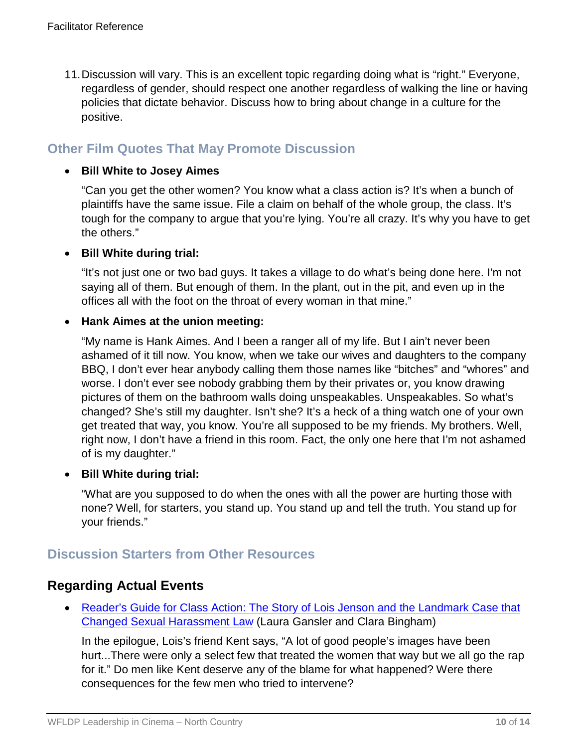11. Discussion will vary. This is an excellent topic regarding doing what is "right." Everyone, regardless of gender, should respect one another regardless of walking the line or having policies that dictate behavior. Discuss how to bring about change in a culture for the positive.

## Other Film Quotes That May Promote Discussion

- **Bill White to Josey Aimes**

  "Can you get the other women? You know what a class action is? It's when a bunch of plaintiffs have the same issue. File a claim on behalf of the whole group, the class. It's tough for the company to argue that you're lying. You're all crazy. It's why you have to get the others."

- **Bill White during trial:**

  "It's not just one or two bad guys. It takes a village to do what's being done here. I'm not saying all of them. But enough of them. In the plant, out in the pit, and even up in the offices all with the foot on the throat of every woman in that mine."

- **Hank Aimes at the union meeting:**

  "My name is Hank Aimes. And I been a ranger all of my life. But I ain't never been ashamed of it till now. You know, when we take our wives and daughters to the company BBQ, I don't ever hear anybody calling them those names like "bitches" and "whores" and worse. I don't ever see nobody grabbing them by their privates or, you know drawing pictures of them on the bathroom walls doing unspeakables. Unspeakables. So what's changed? She's still my daughter. Isn't she? It's a heck of a thing watch one of your own get treated that way, you know. You're all supposed to be my friends. My brothers. Well, right now, I don't have a friend in this room. Fact, the only one here that I'm not ashamed of is my daughter."

- **Bill White during trial:**

  "What are you supposed to do when the ones with all the power are hurting those with none? Well, for starters, you stand up. You stand up and tell the truth. You stand up for your friends."

## Discussion Starters from Other Resources

## Regarding Actual Events

- Reader's Guide for Class Action: The Story of Lois Jenson and the Landmark Case that Changed Sexual Harassment Law (Laura Gansler and Clara Bingham)

  In the epilogue, Lois's friend Kent says, "A lot of good people's images have been hurt...There were only a select few that treated the women that way but we all go the rap for it." Do men like Kent deserve any of the blame for what happened? Were there consequences for the few men who tried to intervene?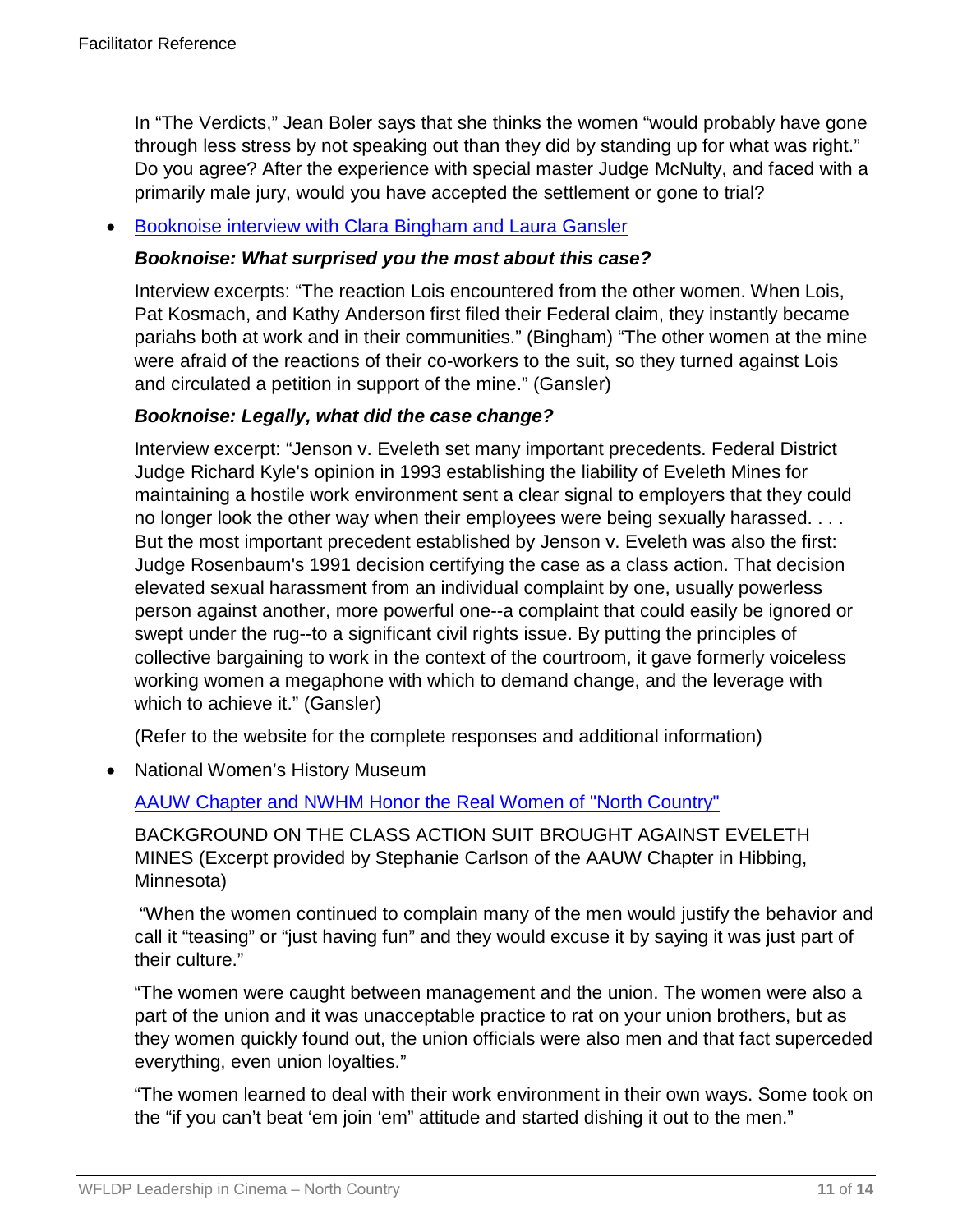In "The Verdicts," Jean Boler says that she thinks the women "would probably have gone through less stress by not speaking out than they did by standing up for what was right." Do you agree? After the experience with special master Judge McNulty, and faced with a primarily male jury, would you have accepted the settlement or gone to trial?

- Booknoise interview with Clara Bingham and Laura Gansler

  ***Booknoise: What surprised you the most about this case?***

  Interview excerpts: "The reaction Lois encountered from the other women. When Lois, Pat Kosmach, and Kathy Anderson first filed their Federal claim, they instantly became pariahs both at work and in their communities." (Bingham) "The other women at the mine were afraid of the reactions of their co-workers to the suit, so they turned against Lois and circulated a petition in support of the mine." (Gansler)

  ***Booknoise: Legally, what did the case change?***

  Interview excerpt: "Jenson v. Eveleth set many important precedents. Federal District Judge Richard Kyle's opinion in 1993 establishing the liability of Eveleth Mines for maintaining a hostile work environment sent a clear signal to employers that they could no longer look the other way when their employees were being sexually harassed. . . . But the most important precedent established by Jenson v. Eveleth was also the first: Judge Rosenbaum's 1991 decision certifying the case as a class action. That decision elevated sexual harassment from an individual complaint by one, usually powerless person against another, more powerful one--a complaint that could easily be ignored or swept under the rug--to a significant civil rights issue. By putting the principles of collective bargaining to work in the context of the courtroom, it gave formerly voiceless working women a megaphone with which to demand change, and the leverage with which to achieve it." (Gansler)

  (Refer to the website for the complete responses and additional information)

- National Women's History Museum

  AAUW Chapter and NWHM Honor the Real Women of "North Country"

  BACKGROUND ON THE CLASS ACTION SUIT BROUGHT AGAINST EVELETH MINES (Excerpt provided by Stephanie Carlson of the AAUW Chapter in Hibbing, Minnesota)

  "When the women continued to complain many of the men would justify the behavior and call it "teasing" or "just having fun" and they would excuse it by saying it was just part of their culture."

  "The women were caught between management and the union. The women were also a part of the union and it was unacceptable practice to rat on your union brothers, but as they women quickly found out, the union officials were also men and that fact superceded everything, even union loyalties."

  "The women learned to deal with their work environment in their own ways. Some took on the "if you can't beat 'em join 'em" attitude and started dishing it out to the men."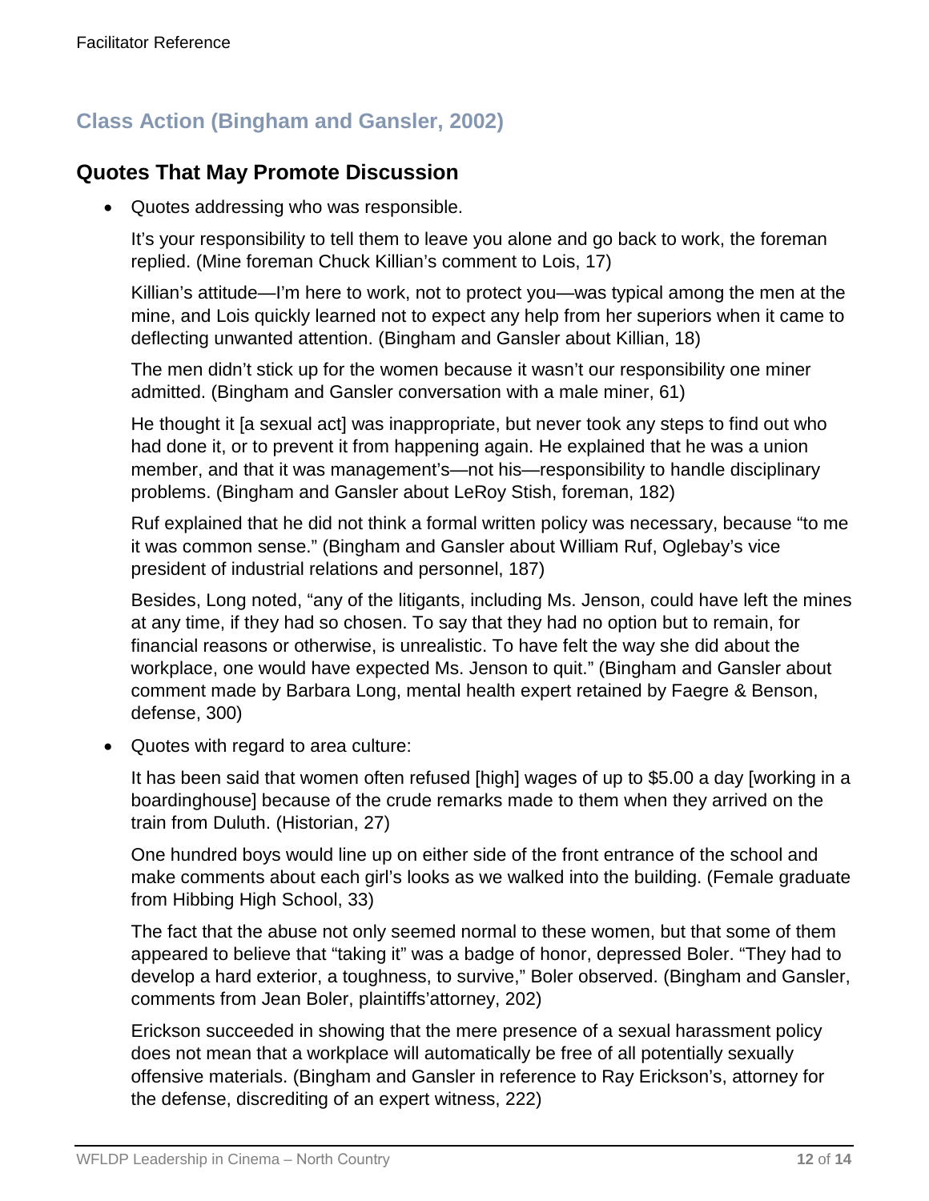## Class Action (Bingham and Gansler, 2002)

## Quotes That May Promote Discussion

- Quotes addressing who was responsible.

  It's your responsibility to tell them to leave you alone and go back to work, the foreman replied. (Mine foreman Chuck Killian's comment to Lois, 17)

  Killian's attitude—I'm here to work, not to protect you—was typical among the men at the mine, and Lois quickly learned not to expect any help from her superiors when it came to deflecting unwanted attention. (Bingham and Gansler about Killian, 18)

  The men didn't stick up for the women because it wasn't our responsibility one miner admitted. (Bingham and Gansler conversation with a male miner, 61)

  He thought it [a sexual act] was inappropriate, but never took any steps to find out who had done it, or to prevent it from happening again. He explained that he was a union member, and that it was management's—not his—responsibility to handle disciplinary problems. (Bingham and Gansler about LeRoy Stish, foreman, 182)

  Ruf explained that he did not think a formal written policy was necessary, because "to me it was common sense." (Bingham and Gansler about William Ruf, Oglebay's vice president of industrial relations and personnel, 187)

  Besides, Long noted, "any of the litigants, including Ms. Jenson, could have left the mines at any time, if they had so chosen. To say that they had no option but to remain, for financial reasons or otherwise, is unrealistic. To have felt the way she did about the workplace, one would have expected Ms. Jenson to quit." (Bingham and Gansler about comment made by Barbara Long, mental health expert retained by Faegre & Benson, defense, 300)

- Quotes with regard to area culture:

  It has been said that women often refused [high] wages of up to $5.00 a day [working in a boardinghouse] because of the crude remarks made to them when they arrived on the train from Duluth. (Historian, 27)

  One hundred boys would line up on either side of the front entrance of the school and make comments about each girl's looks as we walked into the building. (Female graduate from Hibbing High School, 33)

  The fact that the abuse not only seemed normal to these women, but that some of them appeared to believe that "taking it" was a badge of honor, depressed Boler. "They had to develop a hard exterior, a toughness, to survive," Boler observed. (Bingham and Gansler, comments from Jean Boler, plaintiffs'attorney, 202)

  Erickson succeeded in showing that the mere presence of a sexual harassment policy does not mean that a workplace will automatically be free of all potentially sexually offensive materials. (Bingham and Gansler in reference to Ray Erickson's, attorney for the defense, discrediting of an expert witness, 222)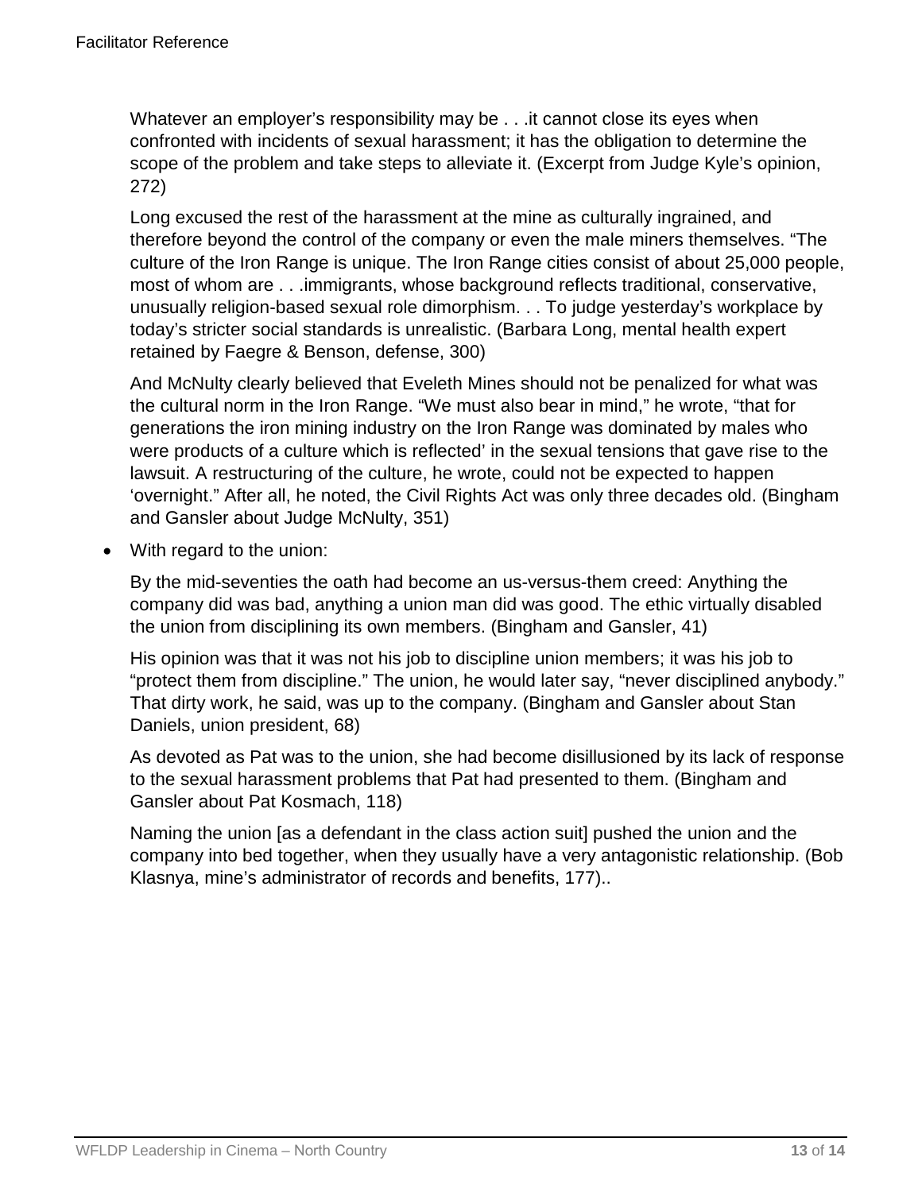Whatever an employer's responsibility may be . . .it cannot close its eyes when confronted with incidents of sexual harassment; it has the obligation to determine the scope of the problem and take steps to alleviate it. (Excerpt from Judge Kyle's opinion, 272)

Long excused the rest of the harassment at the mine as culturally ingrained, and therefore beyond the control of the company or even the male miners themselves. "The culture of the Iron Range is unique. The Iron Range cities consist of about 25,000 people, most of whom are . . .immigrants, whose background reflects traditional, conservative, unusually religion-based sexual role dimorphism. . . To judge yesterday's workplace by today's stricter social standards is unrealistic. (Barbara Long, mental health expert retained by Faegre & Benson, defense, 300)

And McNulty clearly believed that Eveleth Mines should not be penalized for what was the cultural norm in the Iron Range. "We must also bear in mind," he wrote, "that for generations the iron mining industry on the Iron Range was dominated by males who were products of a culture which is reflected' in the sexual tensions that gave rise to the lawsuit. A restructuring of the culture, he wrote, could not be expected to happen 'overnight." After all, he noted, the Civil Rights Act was only three decades old. (Bingham and Gansler about Judge McNulty, 351)

- With regard to the union:

  By the mid-seventies the oath had become an us-versus-them creed: Anything the company did was bad, anything a union man did was good. The ethic virtually disabled the union from disciplining its own members. (Bingham and Gansler, 41)

  His opinion was that it was not his job to discipline union members; it was his job to "protect them from discipline." The union, he would later say, "never disciplined anybody." That dirty work, he said, was up to the company. (Bingham and Gansler about Stan Daniels, union president, 68)

  As devoted as Pat was to the union, she had become disillusioned by its lack of response to the sexual harassment problems that Pat had presented to them. (Bingham and Gansler about Pat Kosmach, 118)

  Naming the union [as a defendant in the class action suit] pushed the union and the company into bed together, when they usually have a very antagonistic relationship. (Bob Klasnya, mine's administrator of records and benefits, 177)..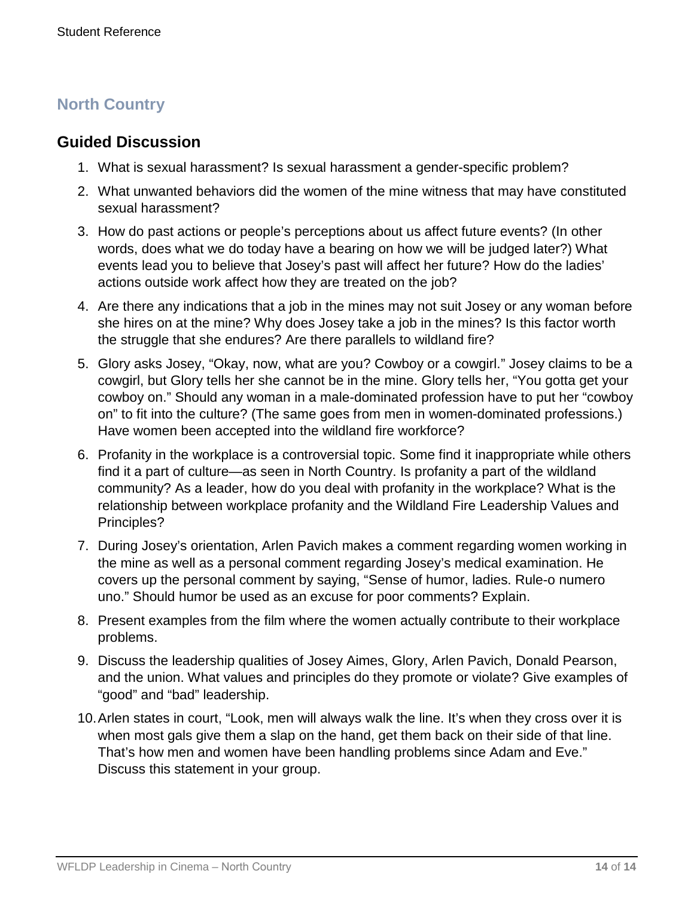## North Country

### Guided Discussion

1. What is sexual harassment? Is sexual harassment a gender-specific problem?
2. What unwanted behaviors did the women of the mine witness that may have constituted sexual harassment?
3. How do past actions or people's perceptions about us affect future events? (In other words, does what we do today have a bearing on how we will be judged later?) What events lead you to believe that Josey's past will affect her future? How do the ladies' actions outside work affect how they are treated on the job?
4. Are there any indications that a job in the mines may not suit Josey or any woman before she hires on at the mine? Why does Josey take a job in the mines? Is this factor worth the struggle that she endures? Are there parallels to wildland fire?
5. Glory asks Josey, "Okay, now, what are you? Cowboy or a cowgirl." Josey claims to be a cowgirl, but Glory tells her she cannot be in the mine. Glory tells her, "You gotta get your cowboy on." Should any woman in a male-dominated profession have to put her "cowboy on" to fit into the culture? (The same goes from men in women-dominated professions.) Have women been accepted into the wildland fire workforce?
6. Profanity in the workplace is a controversial topic. Some find it inappropriate while others find it a part of culture—as seen in North Country. Is profanity a part of the wildland community? As a leader, how do you deal with profanity in the workplace? What is the relationship between workplace profanity and the Wildland Fire Leadership Values and Principles?
7. During Josey's orientation, Arlen Pavich makes a comment regarding women working in the mine as well as a personal comment regarding Josey's medical examination. He covers up the personal comment by saying, "Sense of humor, ladies. Rule-o numero uno." Should humor be used as an excuse for poor comments? Explain.
8. Present examples from the film where the women actually contribute to their workplace problems.
9. Discuss the leadership qualities of Josey Aimes, Glory, Arlen Pavich, Donald Pearson, and the union. What values and principles do they promote or violate? Give examples of "good" and "bad" leadership.
10. Arlen states in court, "Look, men will always walk the line. It's when they cross over it is when most gals give them a slap on the hand, get them back on their side of that line. That's how men and women have been handling problems since Adam and Eve." Discuss this statement in your group.